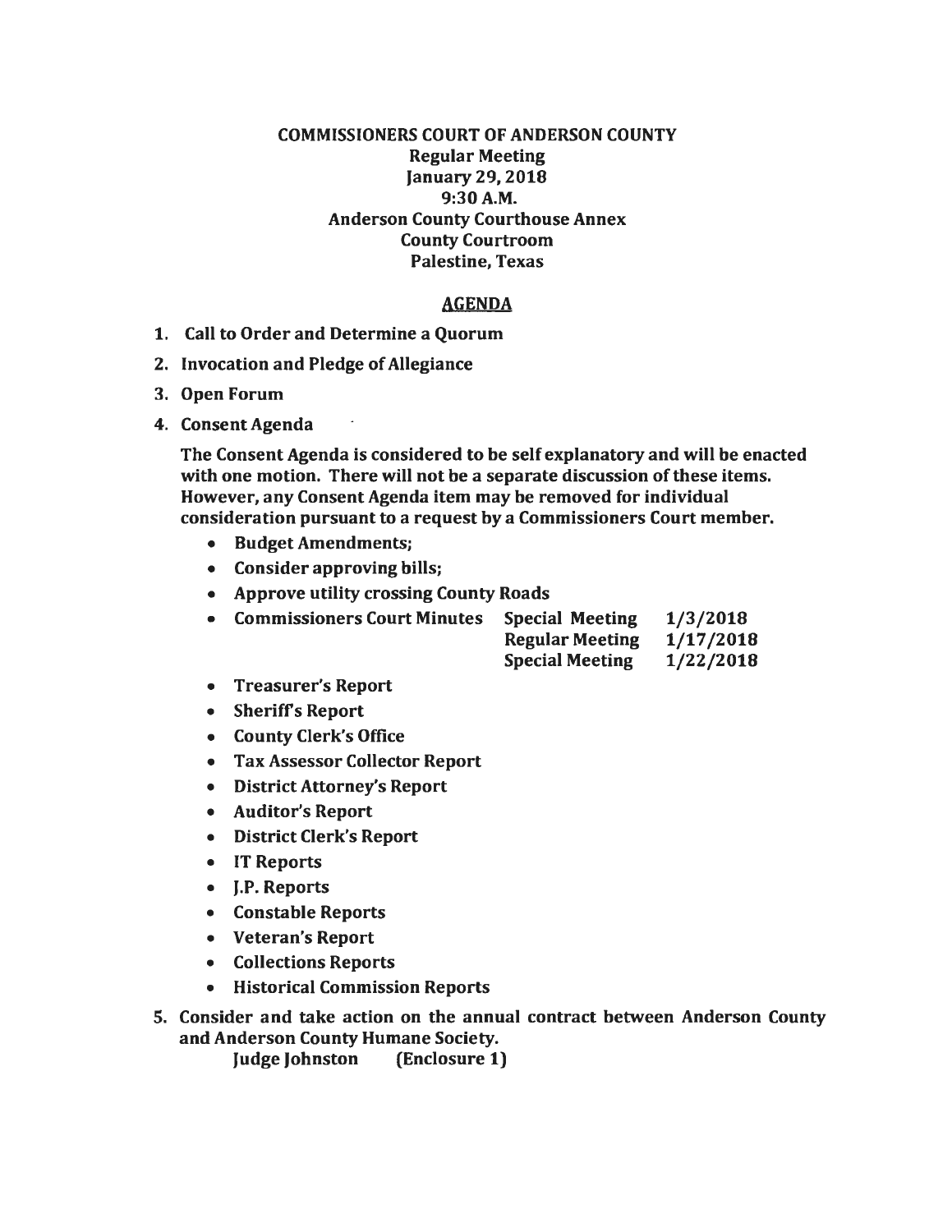**COMMISSIONERS COURT OF ANDERSON COUNTY**
**Regular Meeting**
**January 29, 2018**
**9:30 A.M.**
**Anderson County Courthouse Annex**
**County Courtroom**
**Palestine, Texas**

## AGENDA

1. **Call to Order and Determine a Quorum**
2. **Invocation and Pledge of Allegiance**
3. **Open Forum**
4. **Consent Agenda**

   **The Consent Agenda is considered to be self explanatory and will be enacted with one motion. There will not be a separate discussion of these items. However, any Consent Agenda item may be removed for individual consideration pursuant to a request by a Commissioners Court member.**

   - **Budget Amendments;**
   - **Consider approving bills;**
   - **Approve utility crossing County Roads**
   - **Commissioners Court Minutes**

     | | |
     |---|---|
     | **Special Meeting** | **1/3/2018** |
     | **Regular Meeting** | **1/17/2018** |
     | **Special Meeting** | **1/22/2018** |

   - **Treasurer's Report**
   - **Sheriff's Report**
   - **County Clerk's Office**
   - **Tax Assessor Collector Report**
   - **District Attorney's Report**
   - **Auditor's Report**
   - **District Clerk's Report**
   - **IT Reports**
   - **J.P. Reports**
   - **Constable Reports**
   - **Veteran's Report**
   - **Collections Reports**
   - **Historical Commission Reports**

5. **Consider and take action on the annual contract between Anderson County and Anderson County Humane Society.**
   **Judge Johnston (Enclosure 1)**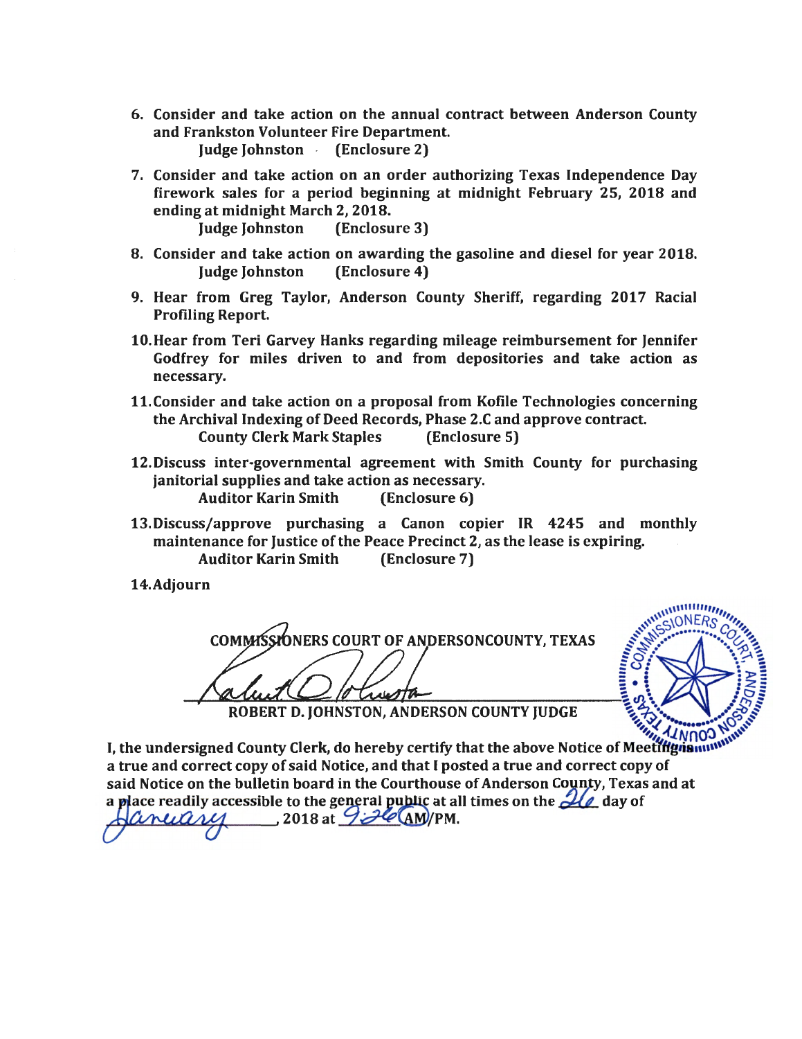6. Consider and take action on the annual contract between Anderson County and Frankston Volunteer Fire Department.
   Judge Johnston (Enclosure 2)

7. Consider and take action on an order authorizing Texas Independence Day firework sales for a period beginning at midnight February 25, 2018 and ending at midnight March 2, 2018.
   Judge Johnston (Enclosure 3)

8. Consider and take action on awarding the gasoline and diesel for year 2018.
   Judge Johnston (Enclosure 4)

9. Hear from Greg Taylor, Anderson County Sheriff, regarding 2017 Racial Profiling Report.

10. Hear from Teri Garvey Hanks regarding mileage reimbursement for Jennifer Godfrey for miles driven to and from depositories and take action as necessary.

11. Consider and take action on a proposal from Kofile Technologies concerning the Archival Indexing of Deed Records, Phase 2.C and approve contract.
    County Clerk Mark Staples (Enclosure 5)

12. Discuss inter-governmental agreement with Smith County for purchasing janitorial supplies and take action as necessary.
    Auditor Karin Smith (Enclosure 6)

13. Discuss/approve purchasing a Canon copier IR 4245 and monthly maintenance for Justice of the Peace Precinct 2, as the lease is expiring.
    Auditor Karin Smith (Enclosure 7)

14. Adjourn

COMMISSIONERS COURT OF ANDERSONCOUNTY, TEXAS

Robert D. Johnston

ROBERT D. JOHNSTON, ANDERSON COUNTY JUDGE

I, the undersigned County Clerk, do hereby certify that the above Notice of Meeting is a true and correct copy of said Notice, and that I posted a true and correct copy of said Notice on the bulletin board in the Courthouse of Anderson County, Texas and at a place readily accessible to the general public at all times on the 26 day of January, 2018 at 9:26 AM/PM.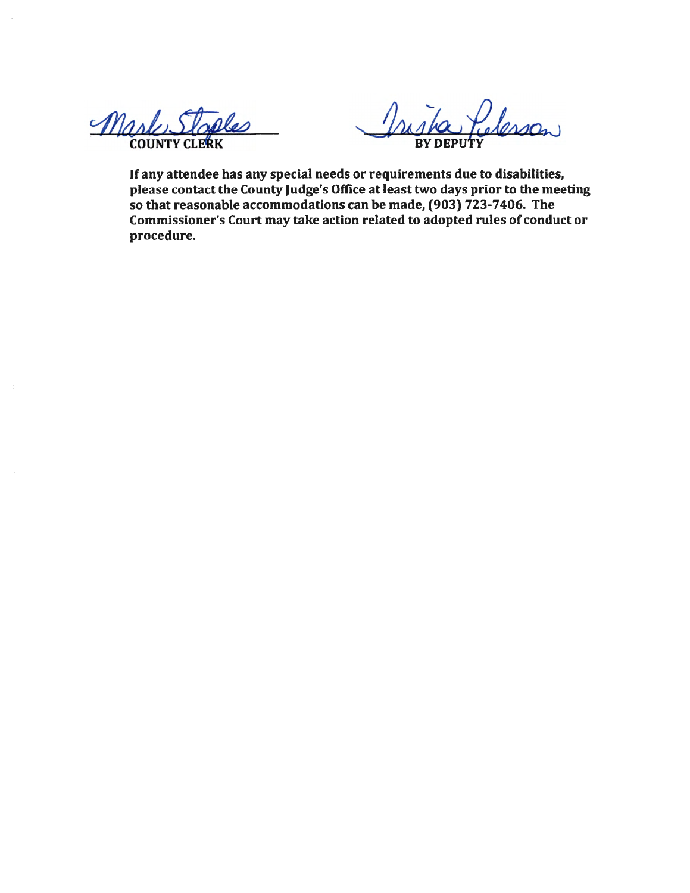Mark Staples
**COUNTY CLERK**

Trisha Pederson
**BY DEPUTY**

**If any attendee has any special needs or requirements due to disabilities, please contact the County Judge's Office at least two days prior to the meeting so that reasonable accommodations can be made, (903) 723-7406. The Commissioner's Court may take action related to adopted rules of conduct or procedure.**